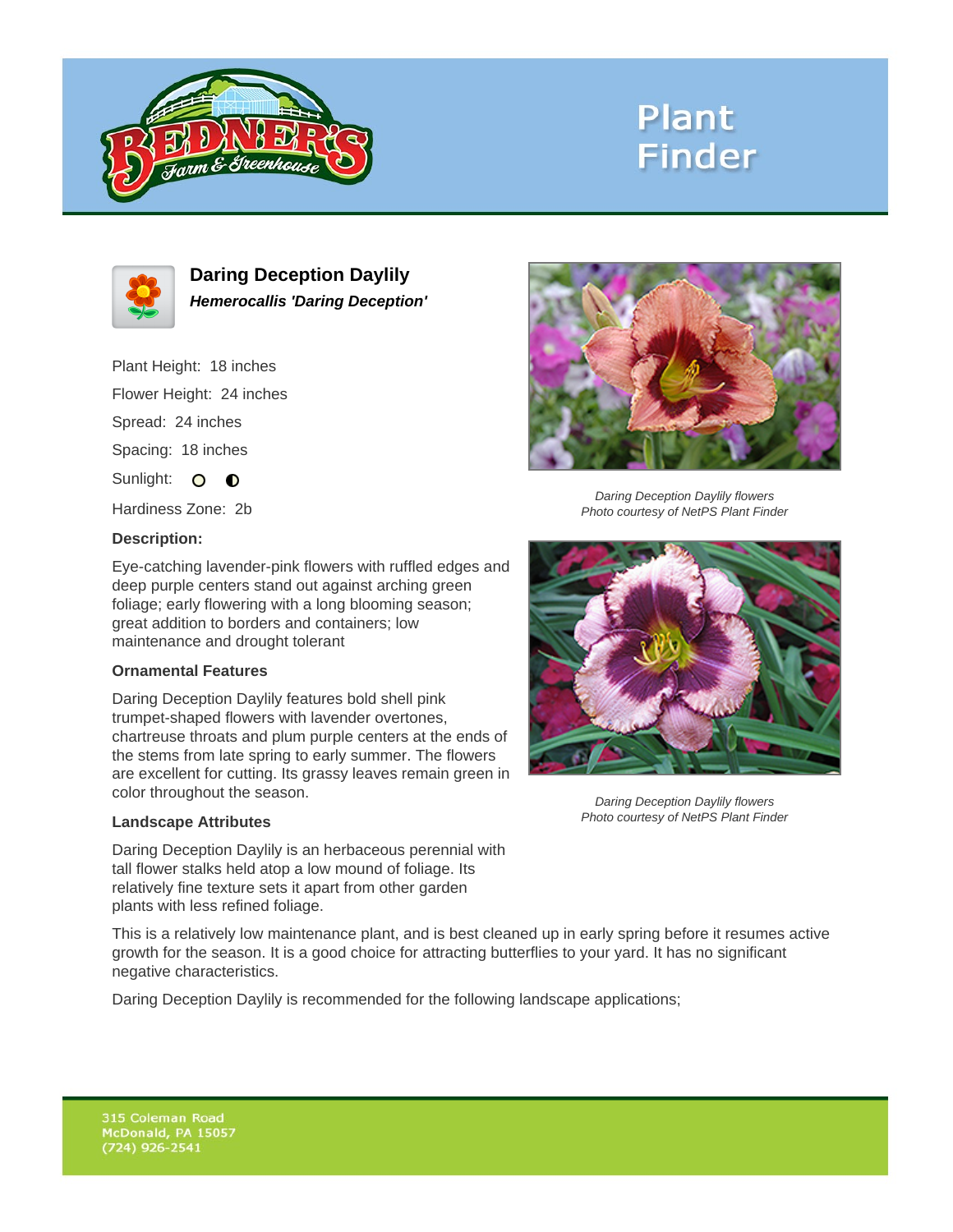# Plant Finder

## Daring Deception Daylily

***Hemerocallis 'Daring Deception'***

Plant Height: 18 inches

Flower Height: 24 inches

Spread: 24 inches

Spacing: 18 inches

Sunlight:

Hardiness Zone: 2b

**Description:**

Eye-catching lavender-pink flowers with ruffled edges and deep purple centers stand out against arching green foliage; early flowering with a long blooming season; great addition to borders and containers; low maintenance and drought tolerant

### Ornamental Features

Daring Deception Daylily features bold shell pink trumpet-shaped flowers with lavender overtones, chartreuse throats and plum purple centers at the ends of the stems from late spring to early summer. The flowers are excellent for cutting. Its grassy leaves remain green in color throughout the season.

### Landscape Attributes

Daring Deception Daylily is an herbaceous perennial with tall flower stalks held atop a low mound of foliage. Its relatively fine texture sets it apart from other garden plants with less refined foliage.

This is a relatively low maintenance plant, and is best cleaned up in early spring before it resumes active growth for the season. It is a good choice for attracting butterflies to your yard. It has no significant negative characteristics.

Daring Deception Daylily is recommended for the following landscape applications;

*Daring Deception Daylily flowers*
*Photo courtesy of NetPS Plant Finder*

*Daring Deception Daylily flowers*
*Photo courtesy of NetPS Plant Finder*

315 Coleman Road
McDonald, PA 15057
(724) 926-2541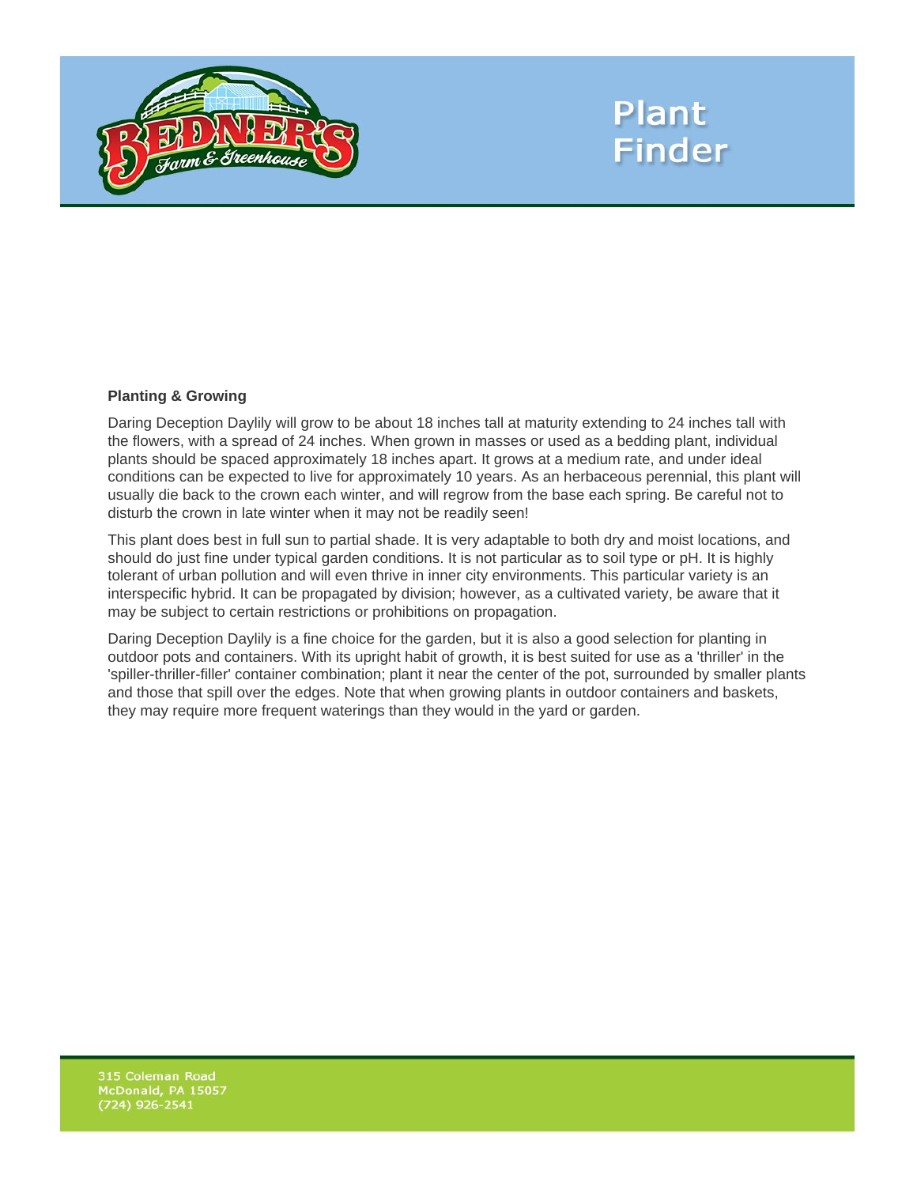**Planting & Growing**

Daring Deception Daylily will grow to be about 18 inches tall at maturity extending to 24 inches tall with the flowers, with a spread of 24 inches. When grown in masses or used as a bedding plant, individual plants should be spaced approximately 18 inches apart. It grows at a medium rate, and under ideal conditions can be expected to live for approximately 10 years. As an herbaceous perennial, this plant will usually die back to the crown each winter, and will regrow from the base each spring. Be careful not to disturb the crown in late winter when it may not be readily seen!

This plant does best in full sun to partial shade. It is very adaptable to both dry and moist locations, and should do just fine under typical garden conditions. It is not particular as to soil type or pH. It is highly tolerant of urban pollution and will even thrive in inner city environments. This particular variety is an interspecific hybrid. It can be propagated by division; however, as a cultivated variety, be aware that it may be subject to certain restrictions or prohibitions on propagation.

Daring Deception Daylily is a fine choice for the garden, but it is also a good selection for planting in outdoor pots and containers. With its upright habit of growth, it is best suited for use as a 'thriller' in the 'spiller-thriller-filler' container combination; plant it near the center of the pot, surrounded by smaller plants and those that spill over the edges. Note that when growing plants in outdoor containers and baskets, they may require more frequent waterings than they would in the yard or garden.